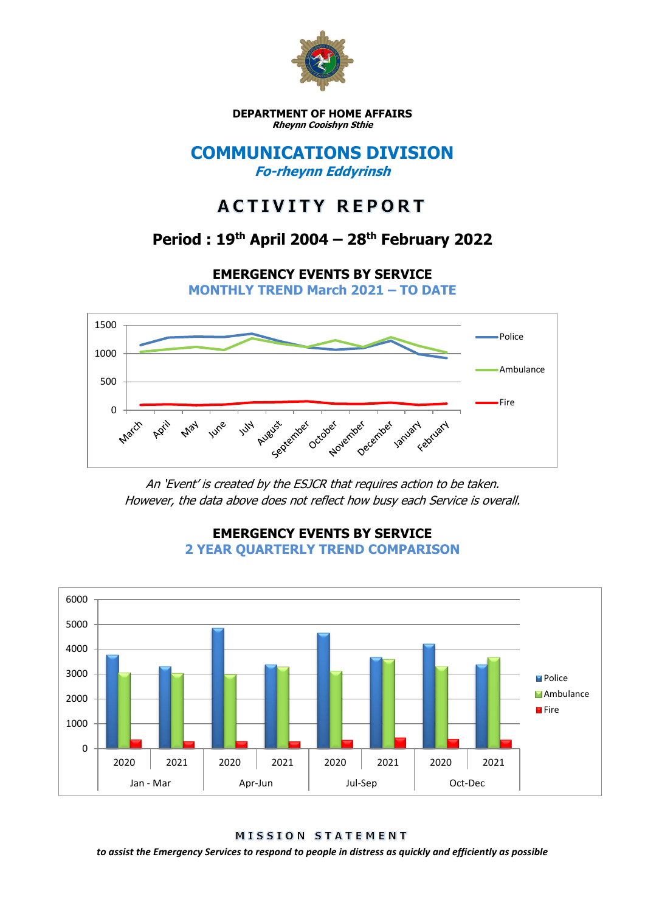**DEPARTMENT OF HOME AFFAIRS**
***Rheynn Cooishyn Sthie***

# COMMUNICATIONS DIVISION

***Fo-rheynn Eddyrinsh***

# ACTIVITY REPORT

## Period : 19th April 2004 – 28th February 2022

### EMERGENCY EVENTS BY SERVICE
### MONTHLY TREND March 2021 – TO DATE

*An 'Event' is created by the ESJCR that requires action to be taken.*
*However, the data above does not reflect how busy each Service is overall.*

### EMERGENCY EVENTS BY SERVICE
### 2 YEAR QUARTERLY TREND COMPARISON

**MISSION STATEMENT**

***to assist the Emergency Services to respond to people in distress as quickly and efficiently as possible***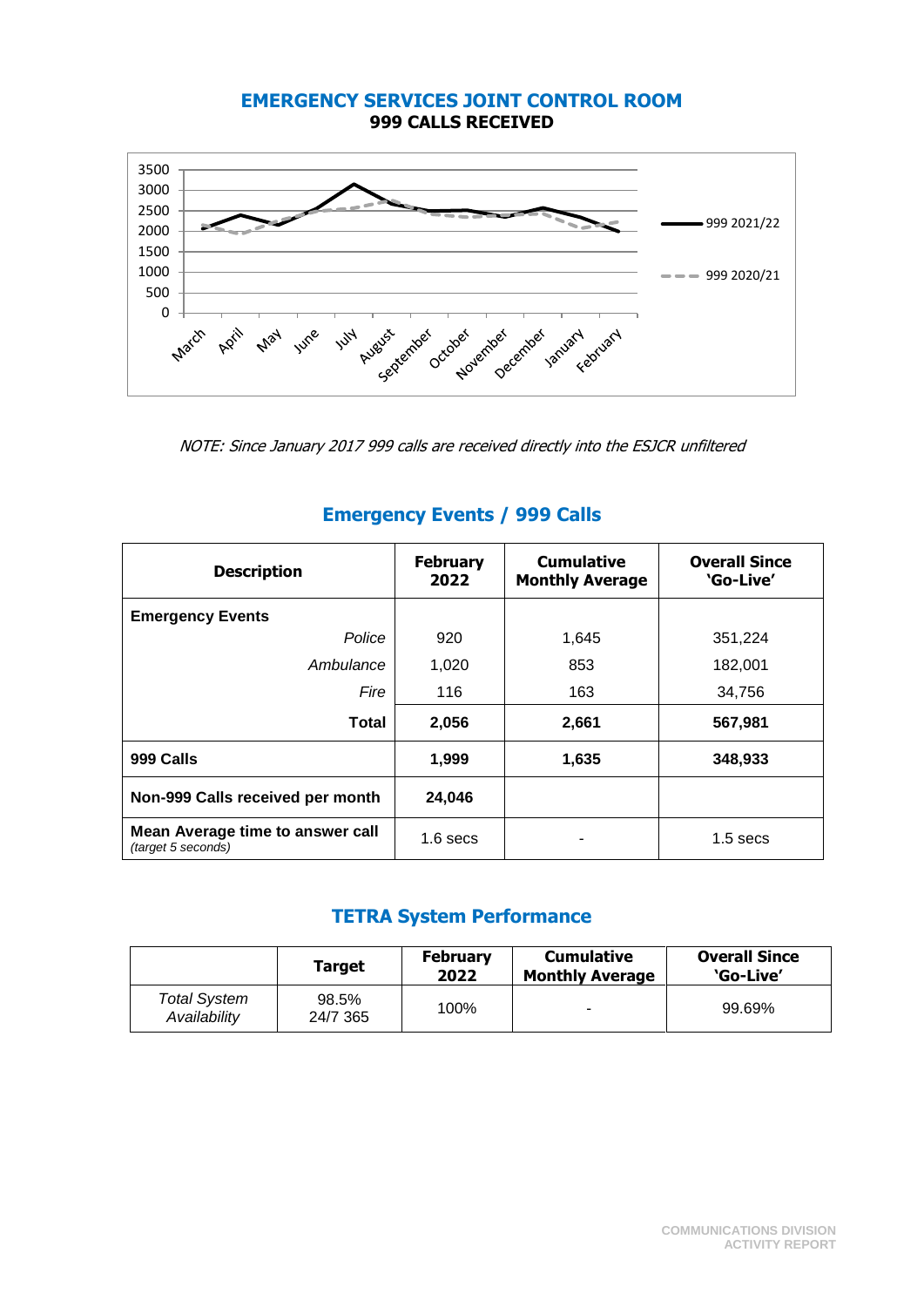# EMERGENCY SERVICES JOINT CONTROL ROOM
## 999 CALLS RECEIVED

3500
3000
2500
2000
1500
1000
500
0

March April May June July August September October November December January February

999 2021/22
999 2020/21

*NOTE: Since January 2017 999 calls are received directly into the ESJCR unfiltered*

## Emergency Events / 999 Calls

| Description | February 2022 | Cumulative Monthly Average | Overall Since 'Go-Live' |
|---|---|---|---|
| **Emergency Events** | | | |
| *Police* | 920 | 1,645 | 351,224 |
| *Ambulance* | 1,020 | 853 | 182,001 |
| *Fire* | 116 | 163 | 34,756 |
| **Total** | **2,056** | **2,661** | **567,981** |
| **999 Calls** | **1,999** | **1,635** | **348,933** |
| **Non-999 Calls received per month** | **24,046** | | |
| **Mean Average time to answer call** *(target 5 seconds)* | 1.6 secs | - | 1.5 secs |

## TETRA System Performance

| | Target | February 2022 | Cumulative Monthly Average | Overall Since 'Go-Live' |
|---|---|---|---|---|
| *Total System Availability* | 98.5% 24/7 365 | 100% | - | 99.69% |